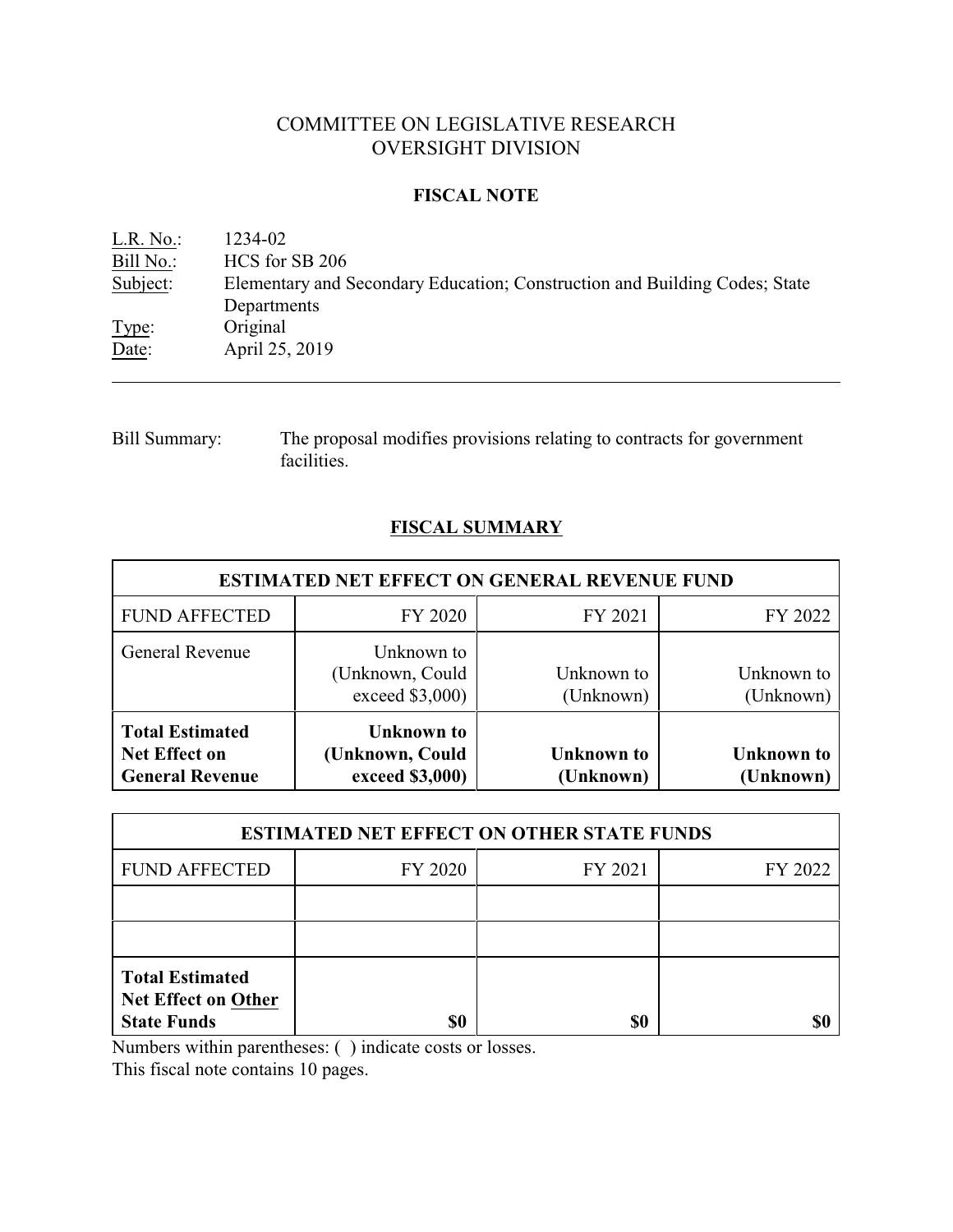# COMMITTEE ON LEGISLATIVE RESEARCH
# OVERSIGHT DIVISION

## FISCAL NOTE

L.R. No.: 1234-02
Bill No.: HCS for SB 206
Subject: Elementary and Secondary Education; Construction and Building Codes; State Departments
Type: Original
Date: April 25, 2019

---

Bill Summary: The proposal modifies provisions relating to contracts for government facilities.

## FISCAL SUMMARY

| ESTIMATED NET EFFECT ON GENERAL REVENUE FUND | | | |
|---|---|---|---|
| FUND AFFECTED | FY 2020 | FY 2021 | FY 2022 |
| General Revenue | Unknown to (Unknown, Could exceed $3,000) | Unknown to (Unknown) | Unknown to (Unknown) |
| **Total Estimated Net Effect on General Revenue** | **Unknown to (Unknown, Could exceed $3,000)** | **Unknown to (Unknown)** | **Unknown to (Unknown)** |

| ESTIMATED NET EFFECT ON OTHER STATE FUNDS | | | |
|---|---|---|---|
| FUND AFFECTED | FY 2020 | FY 2021 | FY 2022 |
| | | | |
| | | | |
| **Total Estimated Net Effect on Other State Funds** | **$0** | **$0** | **$0** |

Numbers within parentheses: ( ) indicate costs or losses.
This fiscal note contains 10 pages.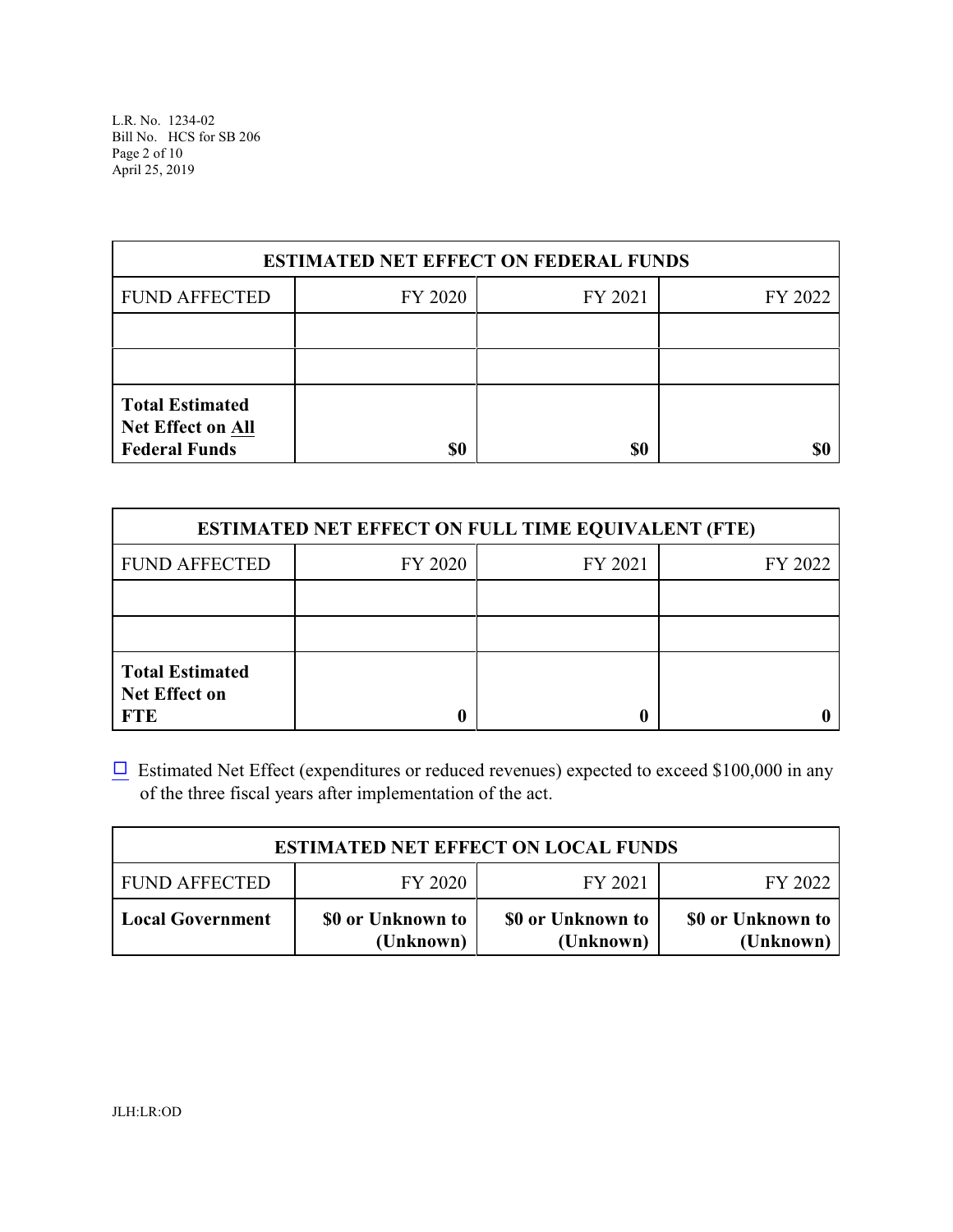| ESTIMATED NET EFFECT ON FEDERAL FUNDS | | | |
|---|---|---|---|
| FUND AFFECTED | FY 2020 | FY 2021 | FY 2022 |
| | | | |
| | | | |
| **Total Estimated Net Effect on All Federal Funds** | **$0** | **$0** | **$0** |

| ESTIMATED NET EFFECT ON FULL TIME EQUIVALENT (FTE) | | | |
|---|---|---|---|
| FUND AFFECTED | FY 2020 | FY 2021 | FY 2022 |
| | | | |
| | | | |
| **Total Estimated Net Effect on FTE** | **0** | **0** | **0** |

☐ Estimated Net Effect (expenditures or reduced revenues) expected to exceed $100,000 in any of the three fiscal years after implementation of the act.

| ESTIMATED NET EFFECT ON LOCAL FUNDS | | | |
|---|---|---|---|
| FUND AFFECTED | FY 2020 | FY 2021 | FY 2022 |
| **Local Government** | **$0 or Unknown to (Unknown)** | **$0 or Unknown to (Unknown)** | **$0 or Unknown to (Unknown)** |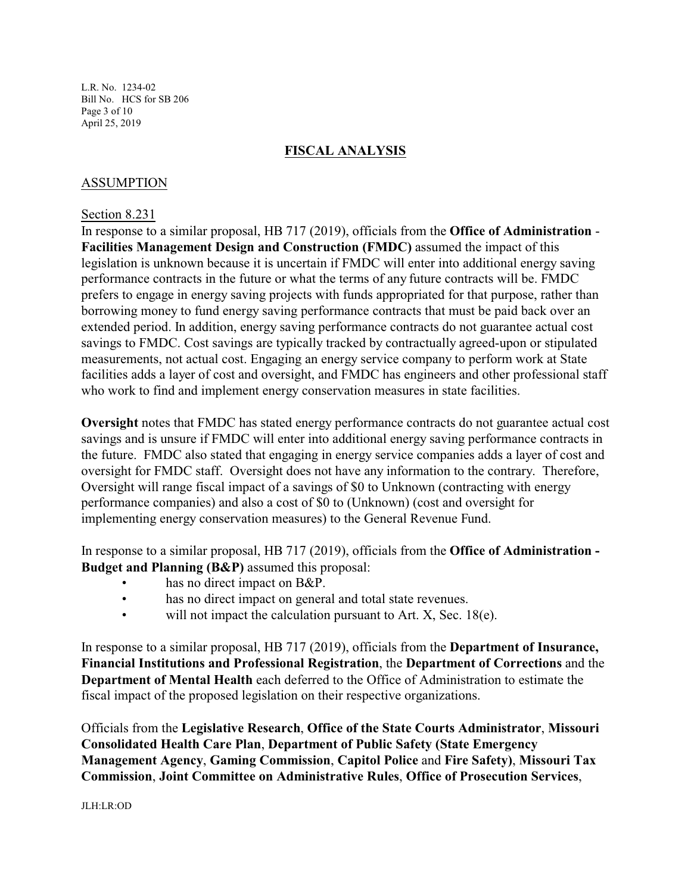## FISCAL ANALYSIS

### ASSUMPTION

Section 8.231

In response to a similar proposal, HB 717 (2019), officials from the **Office of Administration - Facilities Management Design and Construction (FMDC)** assumed the impact of this legislation is unknown because it is uncertain if FMDC will enter into additional energy saving performance contracts in the future or what the terms of any future contracts will be. FMDC prefers to engage in energy saving projects with funds appropriated for that purpose, rather than borrowing money to fund energy saving performance contracts that must be paid back over an extended period. In addition, energy saving performance contracts do not guarantee actual cost savings to FMDC. Cost savings are typically tracked by contractually agreed-upon or stipulated measurements, not actual cost. Engaging an energy service company to perform work at State facilities adds a layer of cost and oversight, and FMDC has engineers and other professional staff who work to find and implement energy conservation measures in state facilities.

**Oversight** notes that FMDC has stated energy performance contracts do not guarantee actual cost savings and is unsure if FMDC will enter into additional energy saving performance contracts in the future. FMDC also stated that engaging in energy service companies adds a layer of cost and oversight for FMDC staff. Oversight does not have any information to the contrary. Therefore, Oversight will range fiscal impact of a savings of $0 to Unknown (contracting with energy performance companies) and also a cost of $0 to (Unknown) (cost and oversight for implementing energy conservation measures) to the General Revenue Fund.

In response to a similar proposal, HB 717 (2019), officials from the **Office of Administration - Budget and Planning (B&P)** assumed this proposal:

- has no direct impact on B&P.
- has no direct impact on general and total state revenues.
- will not impact the calculation pursuant to Art. X, Sec. 18(e).

In response to a similar proposal, HB 717 (2019), officials from the **Department of Insurance, Financial Institutions and Professional Registration**, the **Department of Corrections** and the **Department of Mental Health** each deferred to the Office of Administration to estimate the fiscal impact of the proposed legislation on their respective organizations.

Officials from the **Legislative Research**, **Office of the State Courts Administrator**, **Missouri Consolidated Health Care Plan**, **Department of Public Safety (State Emergency Management Agency**, **Gaming Commission**, **Capitol Police** and **Fire Safety)**, **Missouri Tax Commission**, **Joint Committee on Administrative Rules**, **Office of Prosecution Services**,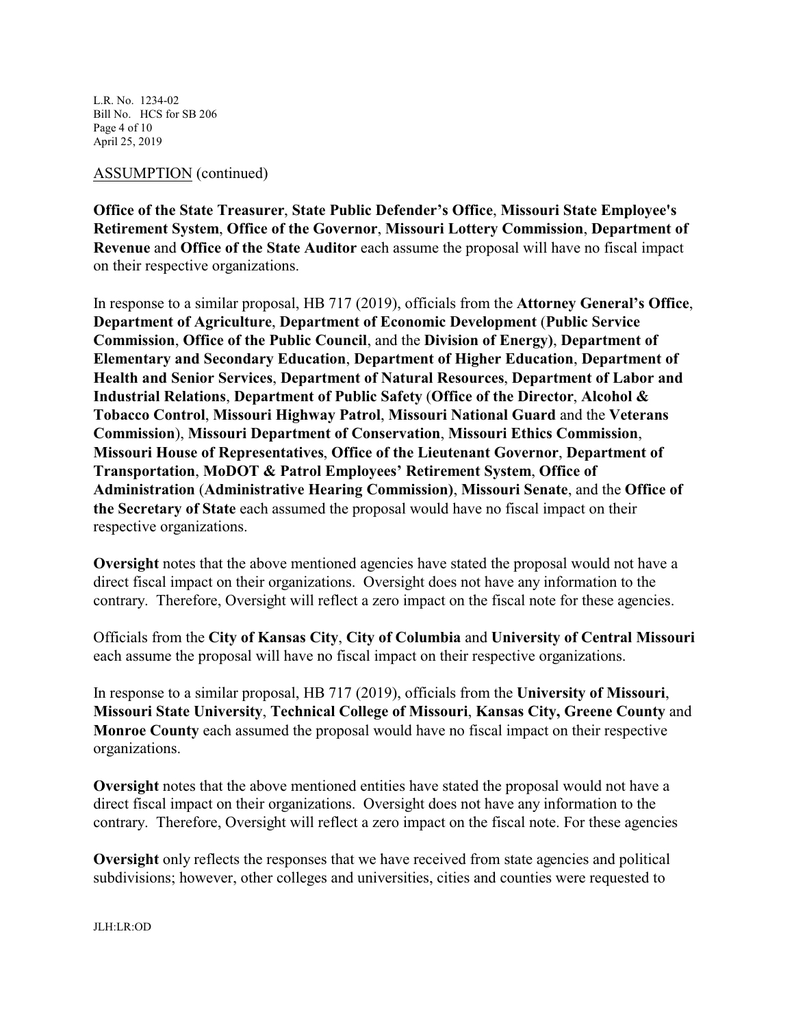ASSUMPTION (continued)

**Office of the State Treasurer**, **State Public Defender's Office**, **Missouri State Employee's Retirement System**, **Office of the Governor**, **Missouri Lottery Commission**, **Department of Revenue** and **Office of the State Auditor** each assume the proposal will have no fiscal impact on their respective organizations.

In response to a similar proposal, HB 717 (2019), officials from the **Attorney General's Office**, **Department of Agriculture**, **Department of Economic Development** (**Public Service Commission**, **Office of the Public Council**, and the **Division of Energy)**, **Department of Elementary and Secondary Education**, **Department of Higher Education**, **Department of Health and Senior Services**, **Department of Natural Resources**, **Department of Labor and Industrial Relations**, **Department of Public Safety** (**Office of the Director**, **Alcohol & Tobacco Control**, **Missouri Highway Patrol**, **Missouri National Guard** and the **Veterans Commission**), **Missouri Department of Conservation**, **Missouri Ethics Commission**, **Missouri House of Representatives**, **Office of the Lieutenant Governor**, **Department of Transportation**, **MoDOT & Patrol Employees' Retirement System**, **Office of Administration** (**Administrative Hearing Commission)**, **Missouri Senate**, and the **Office of the Secretary of State** each assumed the proposal would have no fiscal impact on their respective organizations.

**Oversight** notes that the above mentioned agencies have stated the proposal would not have a direct fiscal impact on their organizations. Oversight does not have any information to the contrary. Therefore, Oversight will reflect a zero impact on the fiscal note for these agencies.

Officials from the **City of Kansas City**, **City of Columbia** and **University of Central Missouri** each assume the proposal will have no fiscal impact on their respective organizations.

In response to a similar proposal, HB 717 (2019), officials from the **University of Missouri**, **Missouri State University**, **Technical College of Missouri**, **Kansas City, Greene County** and **Monroe County** each assumed the proposal would have no fiscal impact on their respective organizations.

**Oversight** notes that the above mentioned entities have stated the proposal would not have a direct fiscal impact on their organizations. Oversight does not have any information to the contrary. Therefore, Oversight will reflect a zero impact on the fiscal note. For these agencies

**Oversight** only reflects the responses that we have received from state agencies and political subdivisions; however, other colleges and universities, cities and counties were requested to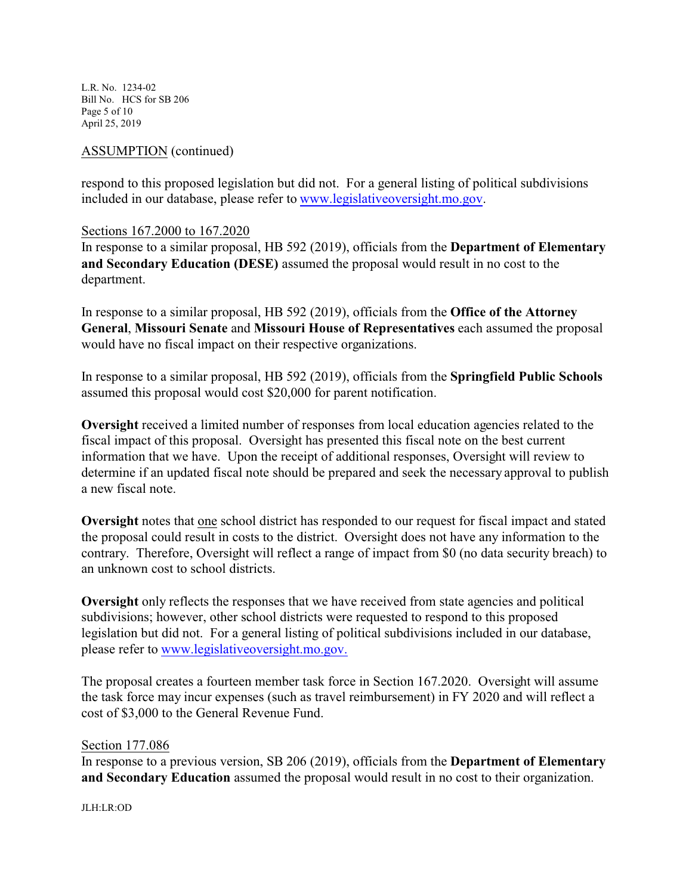ASSUMPTION (continued)

respond to this proposed legislation but did not. For a general listing of political subdivisions included in our database, please refer to www.legislativeoversight.mo.gov.

Sections 167.2000 to 167.2020

In response to a similar proposal, HB 592 (2019), officials from the **Department of Elementary and Secondary Education (DESE)** assumed the proposal would result in no cost to the department.

In response to a similar proposal, HB 592 (2019), officials from the **Office of the Attorney General**, **Missouri Senate** and **Missouri House of Representatives** each assumed the proposal would have no fiscal impact on their respective organizations.

In response to a similar proposal, HB 592 (2019), officials from the **Springfield Public Schools** assumed this proposal would cost $20,000 for parent notification.

**Oversight** received a limited number of responses from local education agencies related to the fiscal impact of this proposal. Oversight has presented this fiscal note on the best current information that we have. Upon the receipt of additional responses, Oversight will review to determine if an updated fiscal note should be prepared and seek the necessary approval to publish a new fiscal note.

**Oversight** notes that one school district has responded to our request for fiscal impact and stated the proposal could result in costs to the district. Oversight does not have any information to the contrary. Therefore, Oversight will reflect a range of impact from $0 (no data security breach) to an unknown cost to school districts.

**Oversight** only reflects the responses that we have received from state agencies and political subdivisions; however, other school districts were requested to respond to this proposed legislation but did not. For a general listing of political subdivisions included in our database, please refer to www.legislativeoversight.mo.gov.

The proposal creates a fourteen member task force in Section 167.2020. Oversight will assume the task force may incur expenses (such as travel reimbursement) in FY 2020 and will reflect a cost of $3,000 to the General Revenue Fund.

Section 177.086

In response to a previous version, SB 206 (2019), officials from the **Department of Elementary and Secondary Education** assumed the proposal would result in no cost to their organization.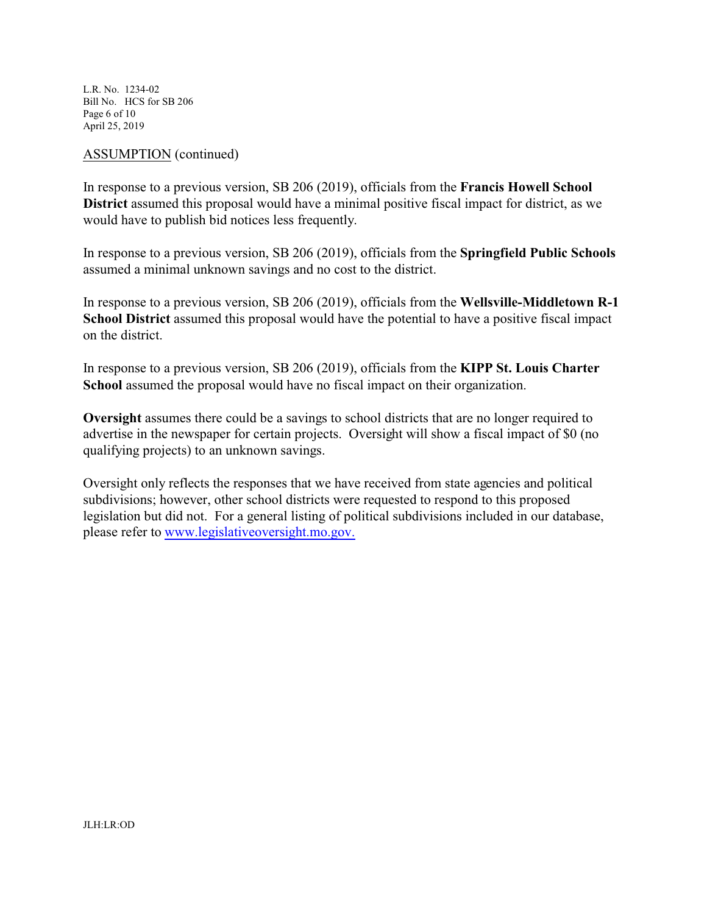ASSUMPTION (continued)

In response to a previous version, SB 206 (2019), officials from the **Francis Howell School District** assumed this proposal would have a minimal positive fiscal impact for district, as we would have to publish bid notices less frequently.

In response to a previous version, SB 206 (2019), officials from the **Springfield Public Schools** assumed a minimal unknown savings and no cost to the district.

In response to a previous version, SB 206 (2019), officials from the **Wellsville-Middletown R-1 School District** assumed this proposal would have the potential to have a positive fiscal impact on the district.

In response to a previous version, SB 206 (2019), officials from the **KIPP St. Louis Charter School** assumed the proposal would have no fiscal impact on their organization.

**Oversight** assumes there could be a savings to school districts that are no longer required to advertise in the newspaper for certain projects. Oversight will show a fiscal impact of $0 (no qualifying projects) to an unknown savings.

Oversight only reflects the responses that we have received from state agencies and political subdivisions; however, other school districts were requested to respond to this proposed legislation but did not. For a general listing of political subdivisions included in our database, please refer to www.legislativeoversight.mo.gov.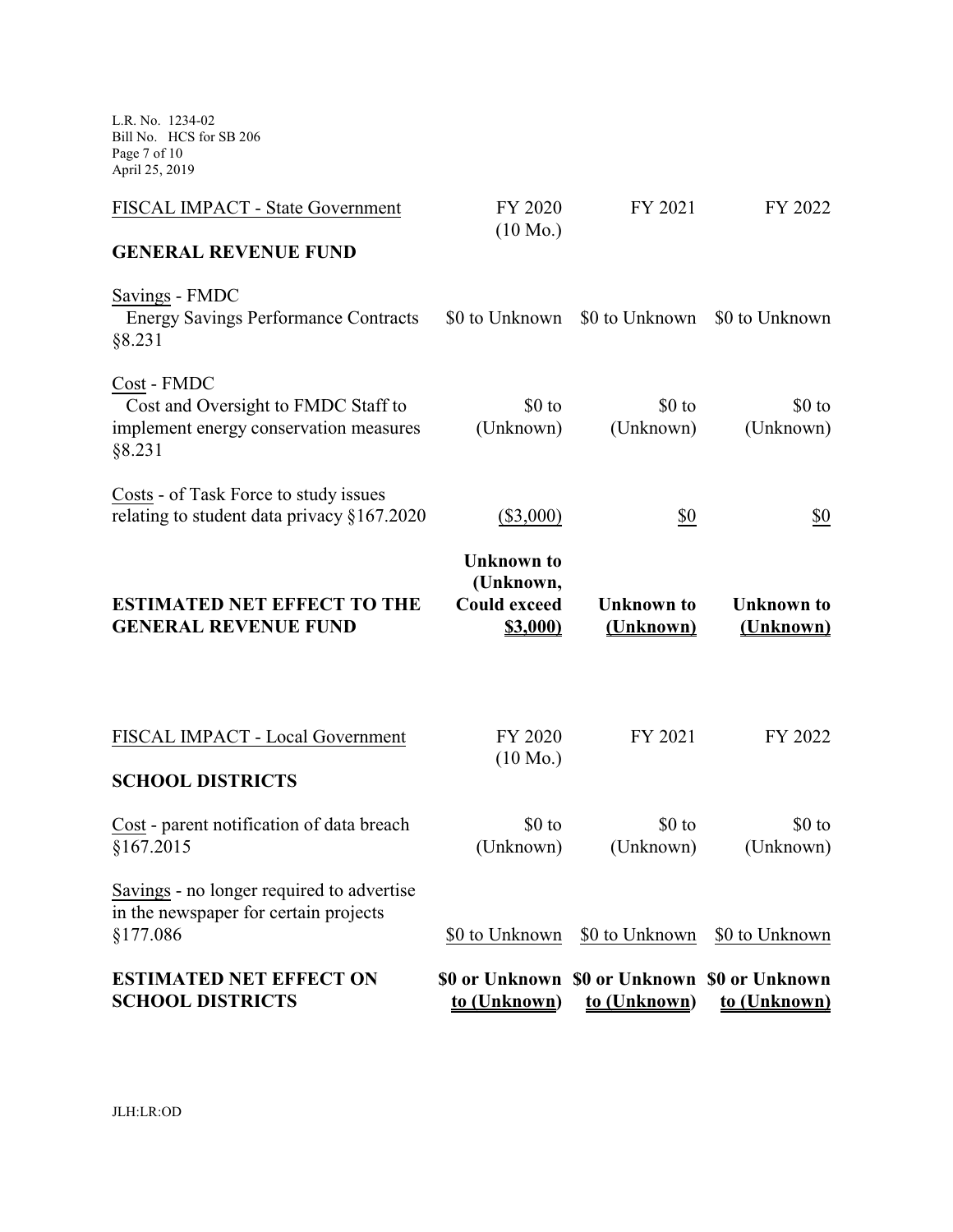| FISCAL IMPACT - State Government | FY 2020 (10 Mo.) | FY 2021 | FY 2022 |
|---|---|---|---|
| **GENERAL REVENUE FUND** | | | |
| Savings - FMDC Energy Savings Performance Contracts §8.231 | \$0 to Unknown | \$0 to Unknown | \$0 to Unknown |
| Cost - FMDC Cost and Oversight to FMDC Staff to implement energy conservation measures §8.231 | \$0 to (Unknown) | \$0 to (Unknown) | \$0 to (Unknown) |
| Costs - of Task Force to study issues relating to student data privacy §167.2020 | (\$3,000) | \$0 | \$0 |
| **ESTIMATED NET EFFECT TO THE GENERAL REVENUE FUND** | **Unknown to (Unknown, Could exceed \$3,000)** | **Unknown to (Unknown)** | **Unknown to (Unknown)** |

| FISCAL IMPACT - Local Government | FY 2020 (10 Mo.) | FY 2021 | FY 2022 |
|---|---|---|---|
| **SCHOOL DISTRICTS** | | | |
| Cost - parent notification of data breach §167.2015 | \$0 to (Unknown) | \$0 to (Unknown) | \$0 to (Unknown) |
| Savings - no longer required to advertise in the newspaper for certain projects §177.086 | \$0 to Unknown | \$0 to Unknown | \$0 to Unknown |
| **ESTIMATED NET EFFECT ON SCHOOL DISTRICTS** | **\$0 or Unknown to (Unknown)** | **\$0 or Unknown to (Unknown)** | **\$0 or Unknown to (Unknown)** |

JLH:LR:OD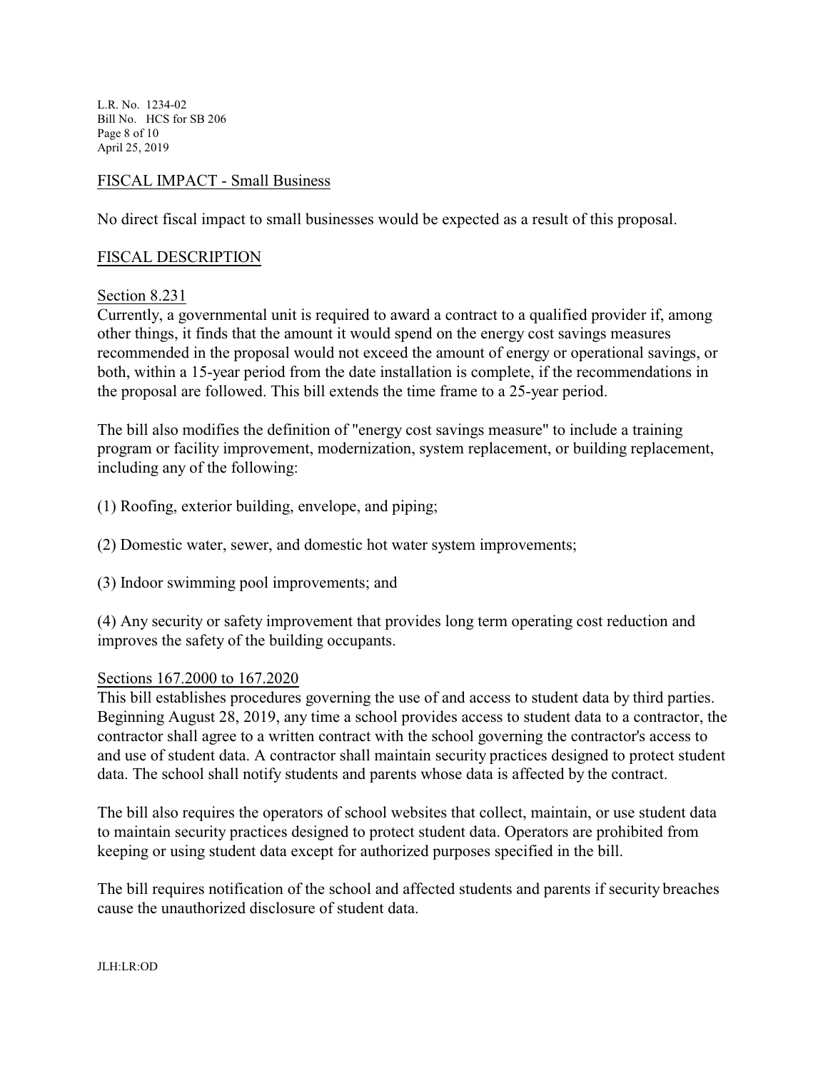## FISCAL IMPACT - Small Business

No direct fiscal impact to small businesses would be expected as a result of this proposal.

## FISCAL DESCRIPTION

### Section 8.231

Currently, a governmental unit is required to award a contract to a qualified provider if, among other things, it finds that the amount it would spend on the energy cost savings measures recommended in the proposal would not exceed the amount of energy or operational savings, or both, within a 15-year period from the date installation is complete, if the recommendations in the proposal are followed. This bill extends the time frame to a 25-year period.

The bill also modifies the definition of "energy cost savings measure" to include a training program or facility improvement, modernization, system replacement, or building replacement, including any of the following:

(1) Roofing, exterior building, envelope, and piping;

(2) Domestic water, sewer, and domestic hot water system improvements;

(3) Indoor swimming pool improvements; and

(4) Any security or safety improvement that provides long term operating cost reduction and improves the safety of the building occupants.

### Sections 167.2000 to 167.2020

This bill establishes procedures governing the use of and access to student data by third parties. Beginning August 28, 2019, any time a school provides access to student data to a contractor, the contractor shall agree to a written contract with the school governing the contractor's access to and use of student data. A contractor shall maintain security practices designed to protect student data. The school shall notify students and parents whose data is affected by the contract.

The bill also requires the operators of school websites that collect, maintain, or use student data to maintain security practices designed to protect student data. Operators are prohibited from keeping or using student data except for authorized purposes specified in the bill.

The bill requires notification of the school and affected students and parents if security breaches cause the unauthorized disclosure of student data.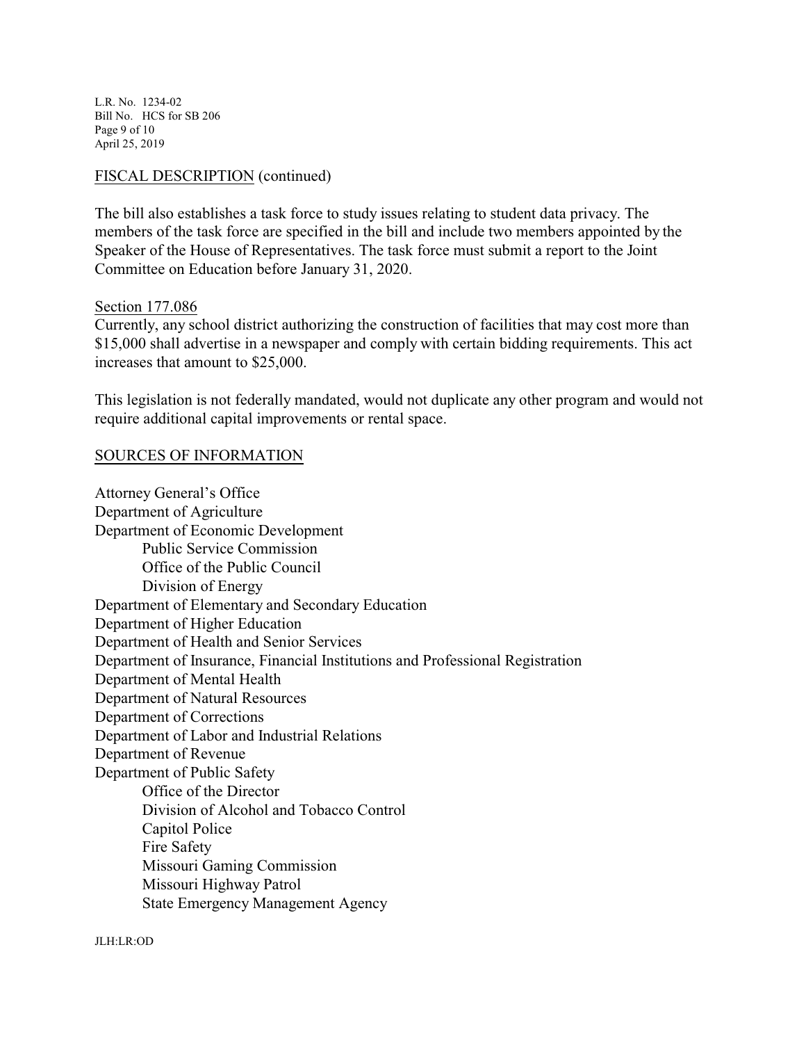## FISCAL DESCRIPTION (continued)

The bill also establishes a task force to study issues relating to student data privacy. The members of the task force are specified in the bill and include two members appointed by the Speaker of the House of Representatives. The task force must submit a report to the Joint Committee on Education before January 31, 2020.

### Section 177.086

Currently, any school district authorizing the construction of facilities that may cost more than $15,000 shall advertise in a newspaper and comply with certain bidding requirements. This act increases that amount to $25,000.

This legislation is not federally mandated, would not duplicate any other program and would not require additional capital improvements or rental space.

## SOURCES OF INFORMATION

Attorney General's Office
Department of Agriculture
Department of Economic Development
- Public Service Commission
- Office of the Public Council
- Division of Energy

Department of Elementary and Secondary Education
Department of Higher Education
Department of Health and Senior Services
Department of Insurance, Financial Institutions and Professional Registration
Department of Mental Health
Department of Natural Resources
Department of Corrections
Department of Labor and Industrial Relations
Department of Revenue
Department of Public Safety
- Office of the Director
- Division of Alcohol and Tobacco Control
- Capitol Police
- Fire Safety
- Missouri Gaming Commission
- Missouri Highway Patrol
- State Emergency Management Agency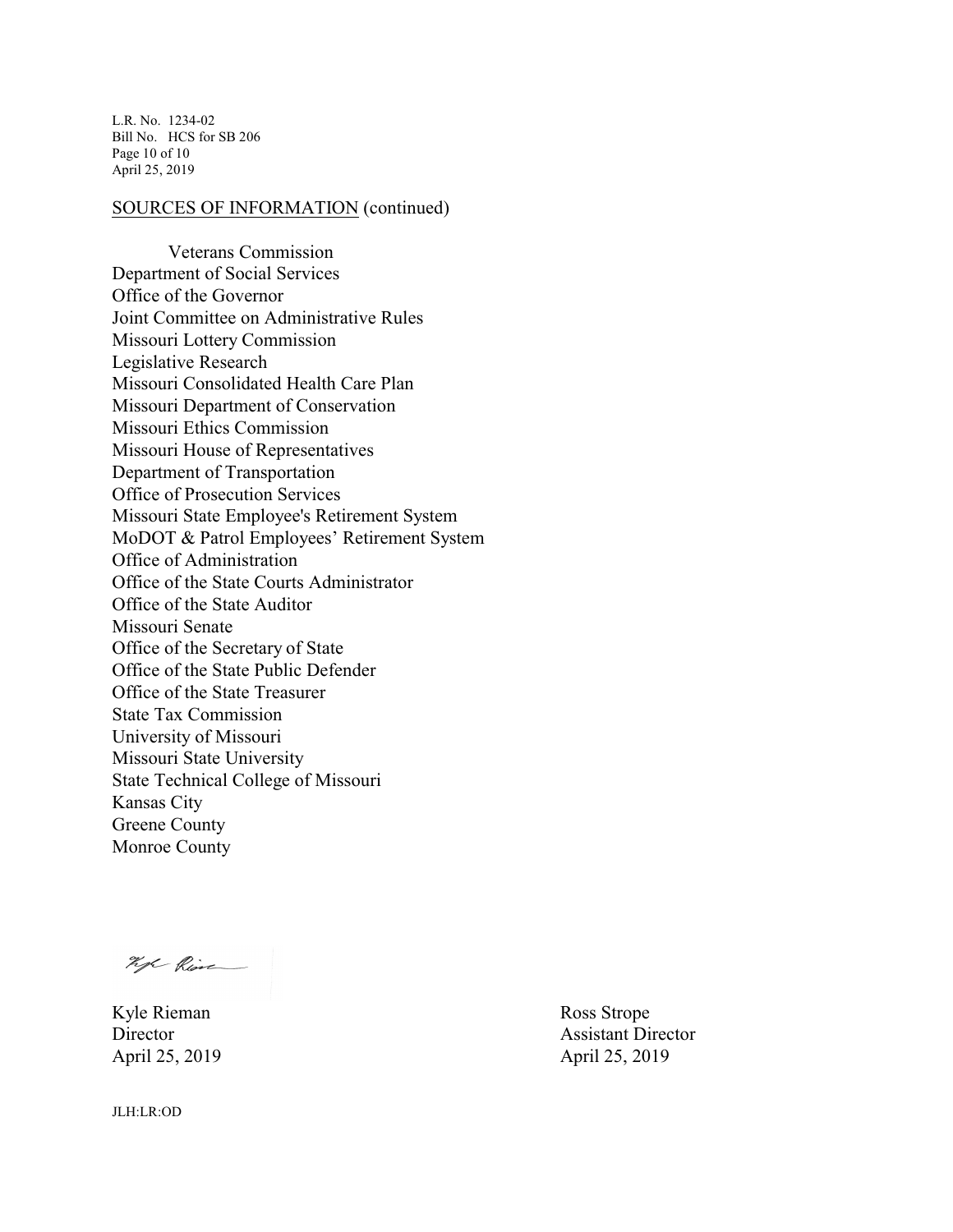SOURCES OF INFORMATION (continued)

Veterans Commission
Department of Social Services
Office of the Governor
Joint Committee on Administrative Rules
Missouri Lottery Commission
Legislative Research
Missouri Consolidated Health Care Plan
Missouri Department of Conservation
Missouri Ethics Commission
Missouri House of Representatives
Department of Transportation
Office of Prosecution Services
Missouri State Employee's Retirement System
MoDOT & Patrol Employees' Retirement System
Office of Administration
Office of the State Courts Administrator
Office of the State Auditor
Missouri Senate
Office of the Secretary of State
Office of the State Public Defender
Office of the State Treasurer
State Tax Commission
University of Missouri
Missouri State University
State Technical College of Missouri
Kansas City
Greene County
Monroe County

Kyle Rieman
Director
April 25, 2019

Ross Strope
Assistant Director
April 25, 2019

JLH:LR:OD